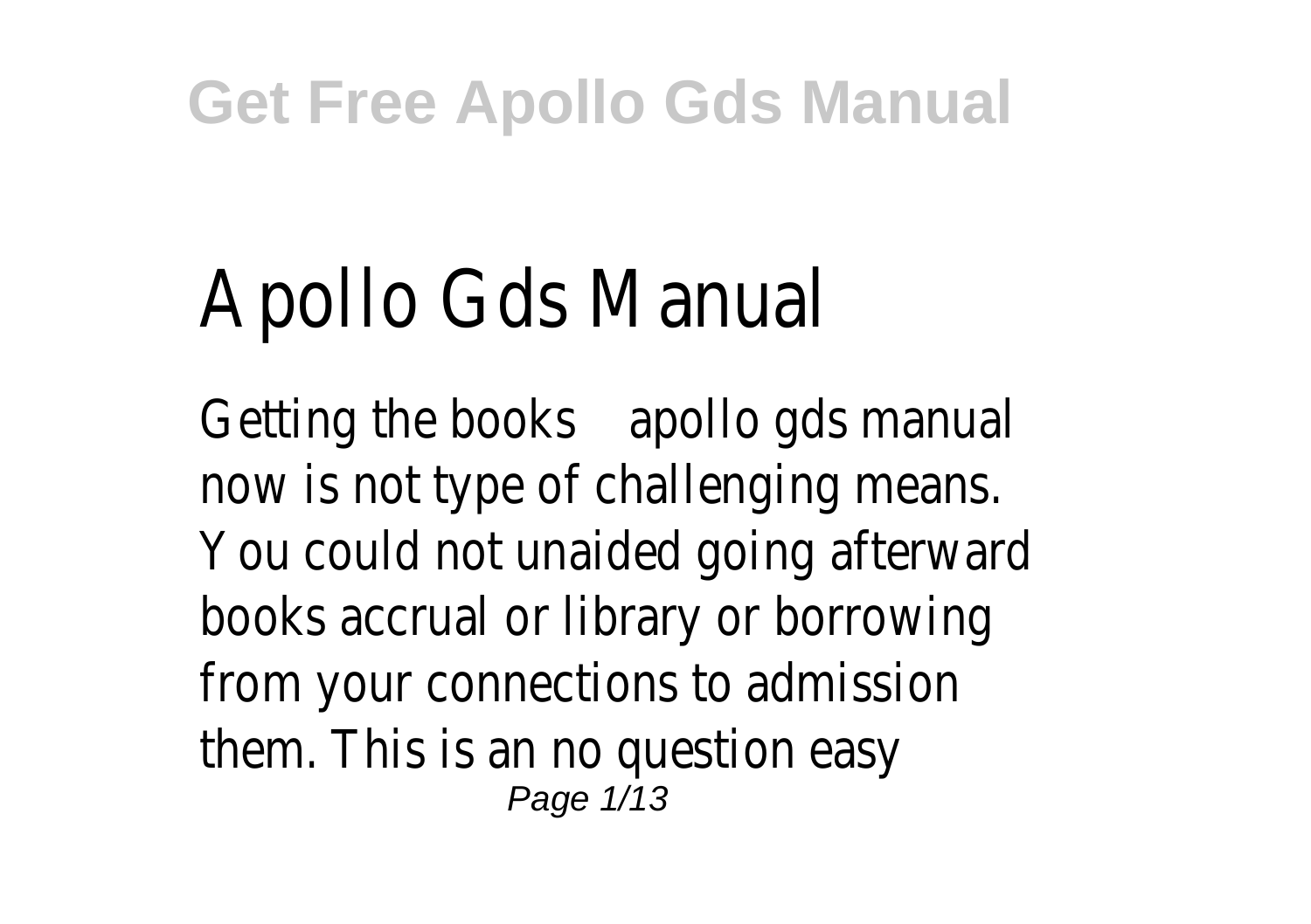# Apollo Gds Manual

Getting the books apollo gds manual now is not type of challenging means. You could not unaided going afterward books accrual or library or borrowing from your connections to admission them. This is an no question easy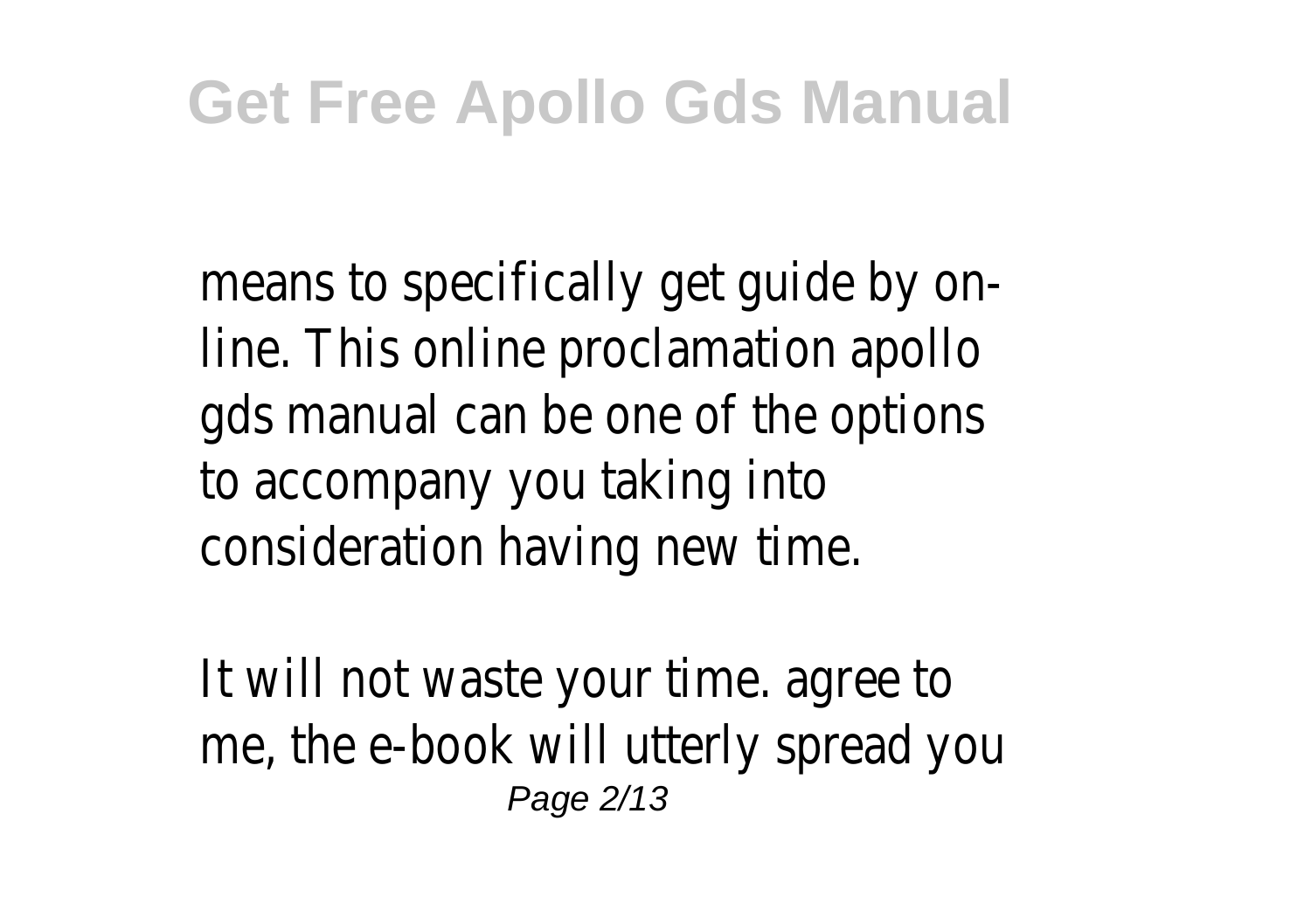means to specifically get guide by on-line. This online proclamation apollo gds manual can be one of the options to accompany you taking into consideration having new time.

It will not waste your time. agree to me, the e-book will utterly spread you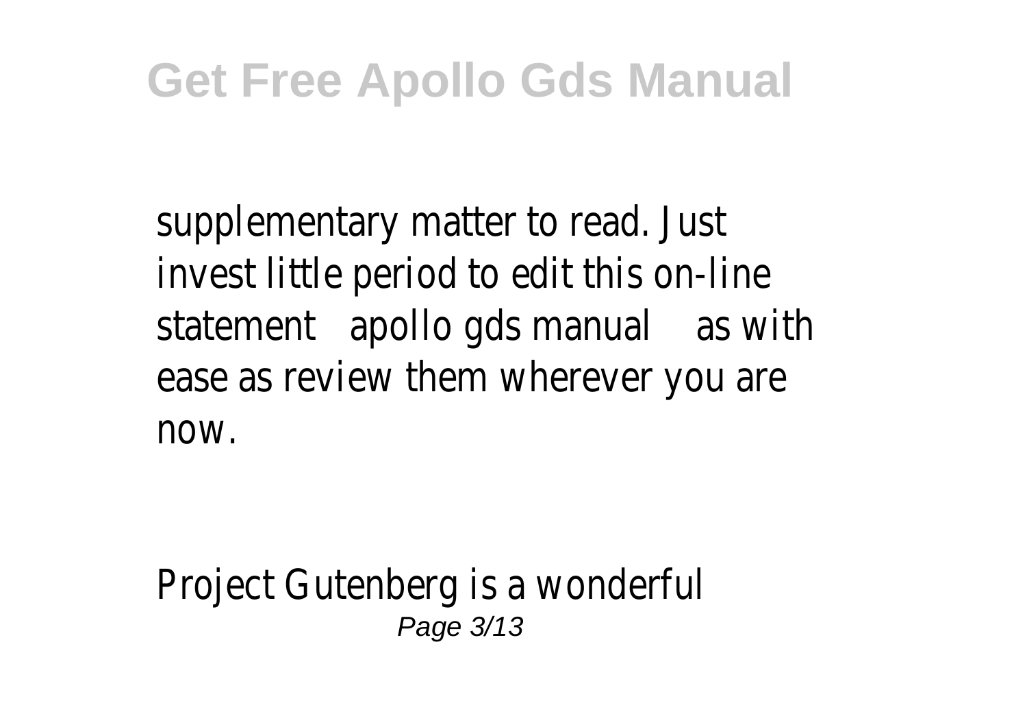supplementary matter to read. Just invest little period to edit this on-line statement apollo gds manual as with ease as review them wherever you are now.

Project Gutenberg is a wonderful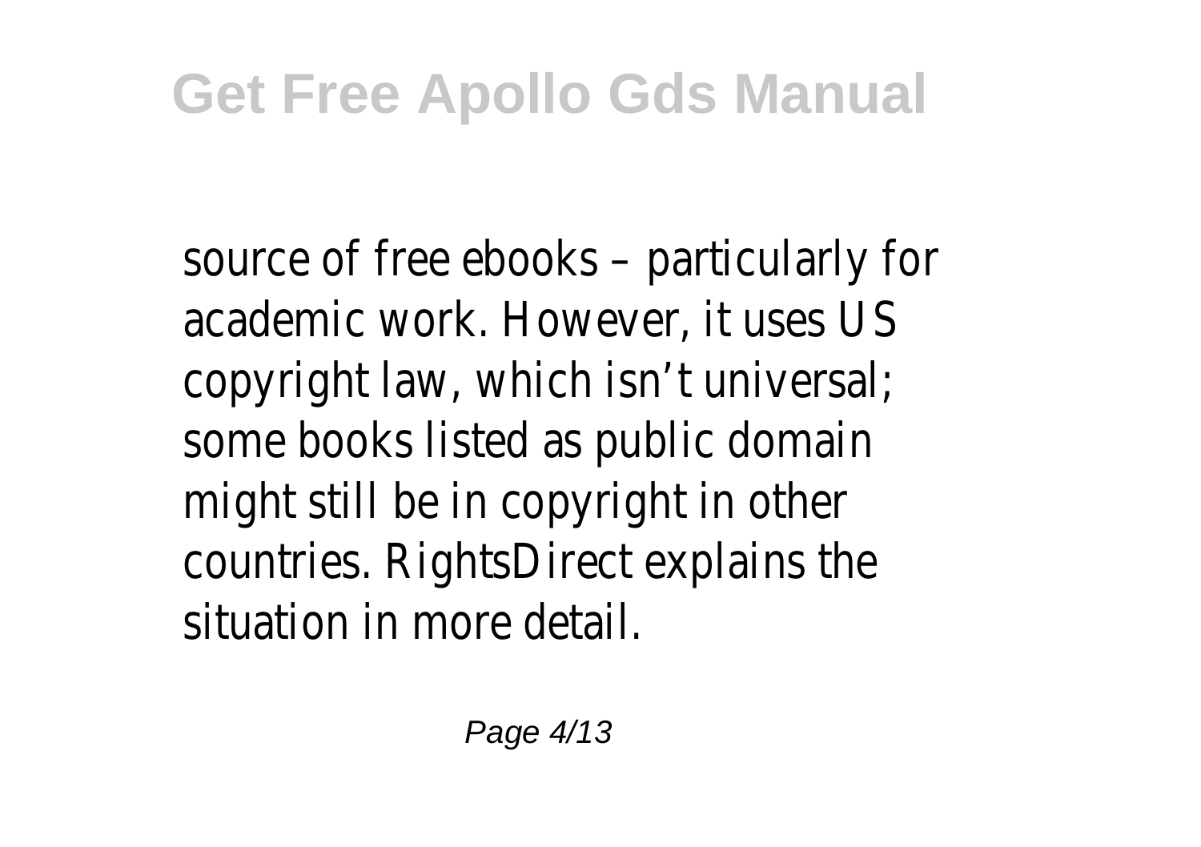source of free ebooks – particularly for academic work. However, it uses US copyright law, which isn't universal; some books listed as public domain might still be in copyright in other countries. RightsDirect explains the situation in more detail.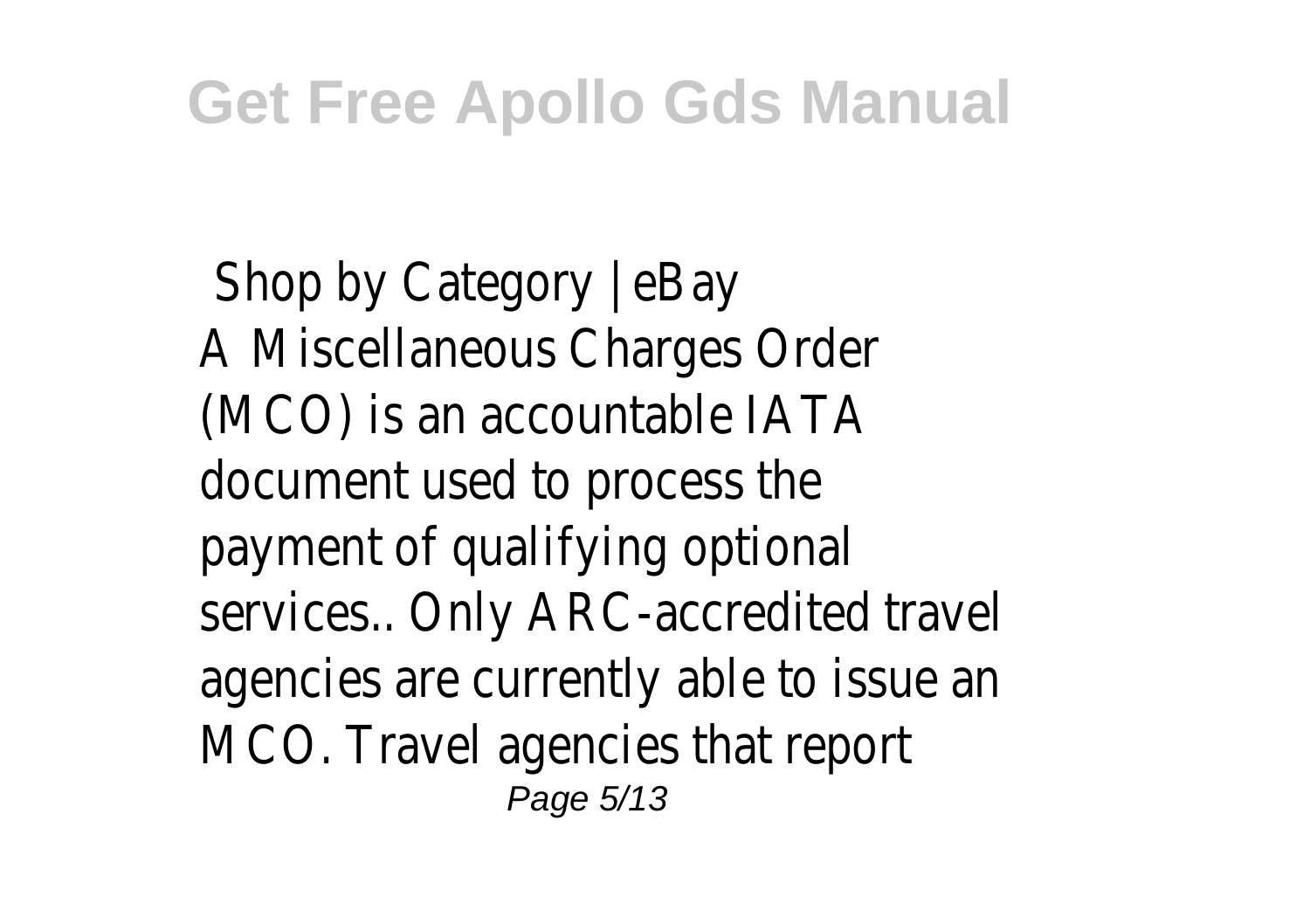Shop by Category | eBay
A Miscellaneous Charges Order (MCO) is an accountable IATA document used to process the payment of qualifying optional services.. Only ARC-accredited travel agencies are currently able to issue an MCO. Travel agencies that report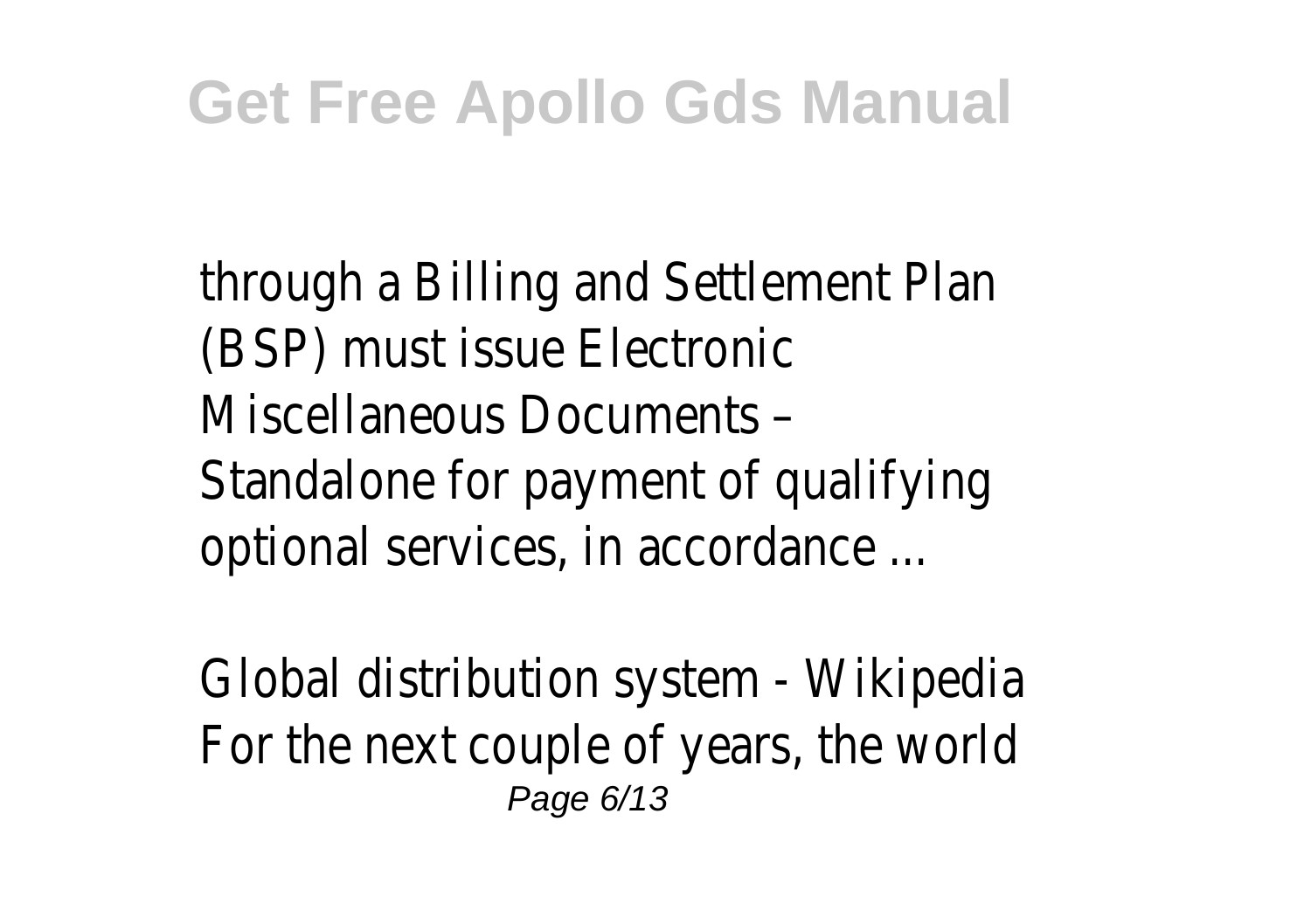through a Billing and Settlement Plan (BSP) must issue Electronic Miscellaneous Documents – Standalone for payment of qualifying optional services, in accordance ...

Global distribution system - Wikipedia
For the next couple of years, the world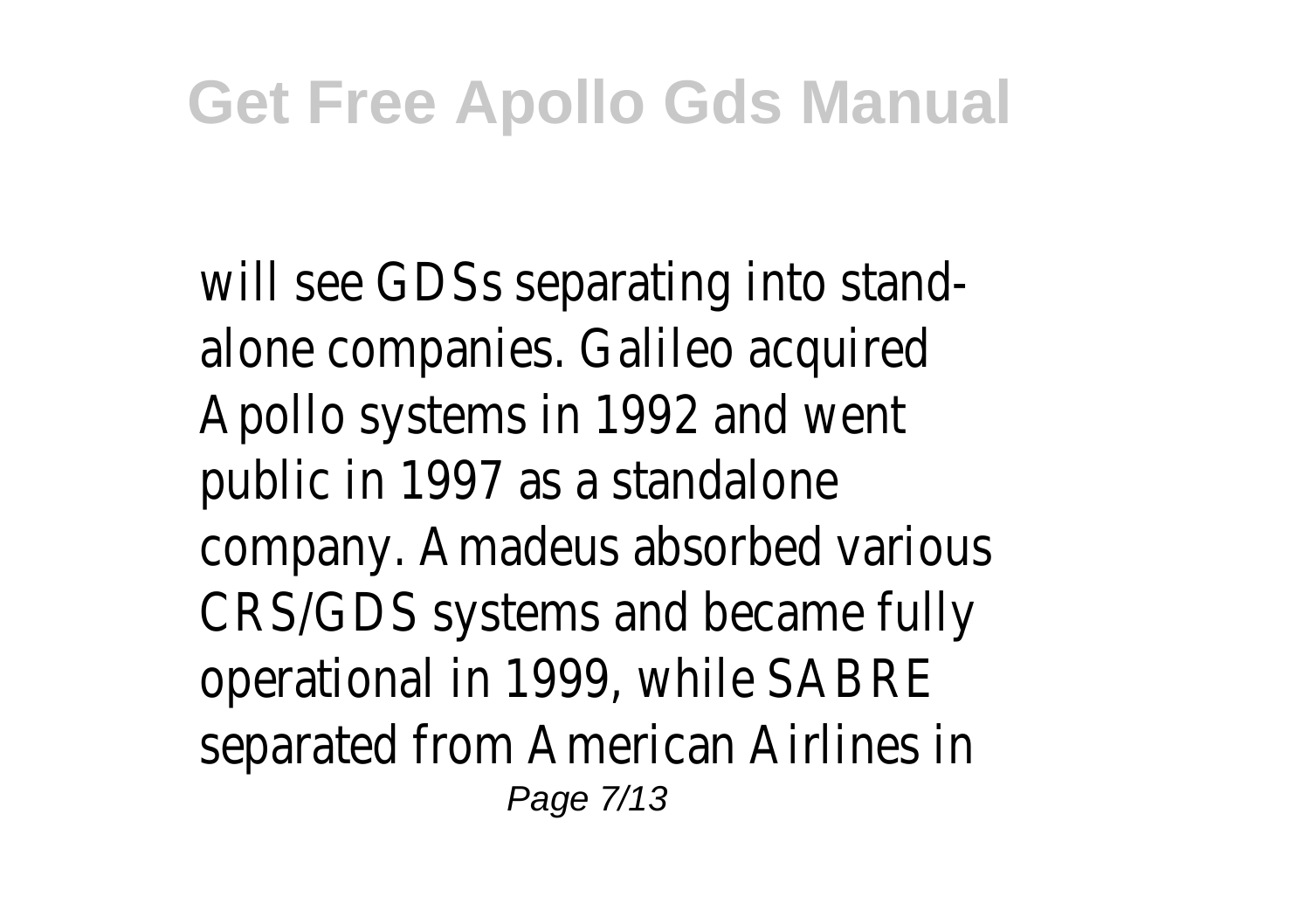will see GDSs separating into stand-alone companies. Galileo acquired Apollo systems in 1992 and went public in 1997 as a standalone company. Amadeus absorbed various CRS/GDS systems and became fully operational in 1999, while SABRE separated from American Airlines in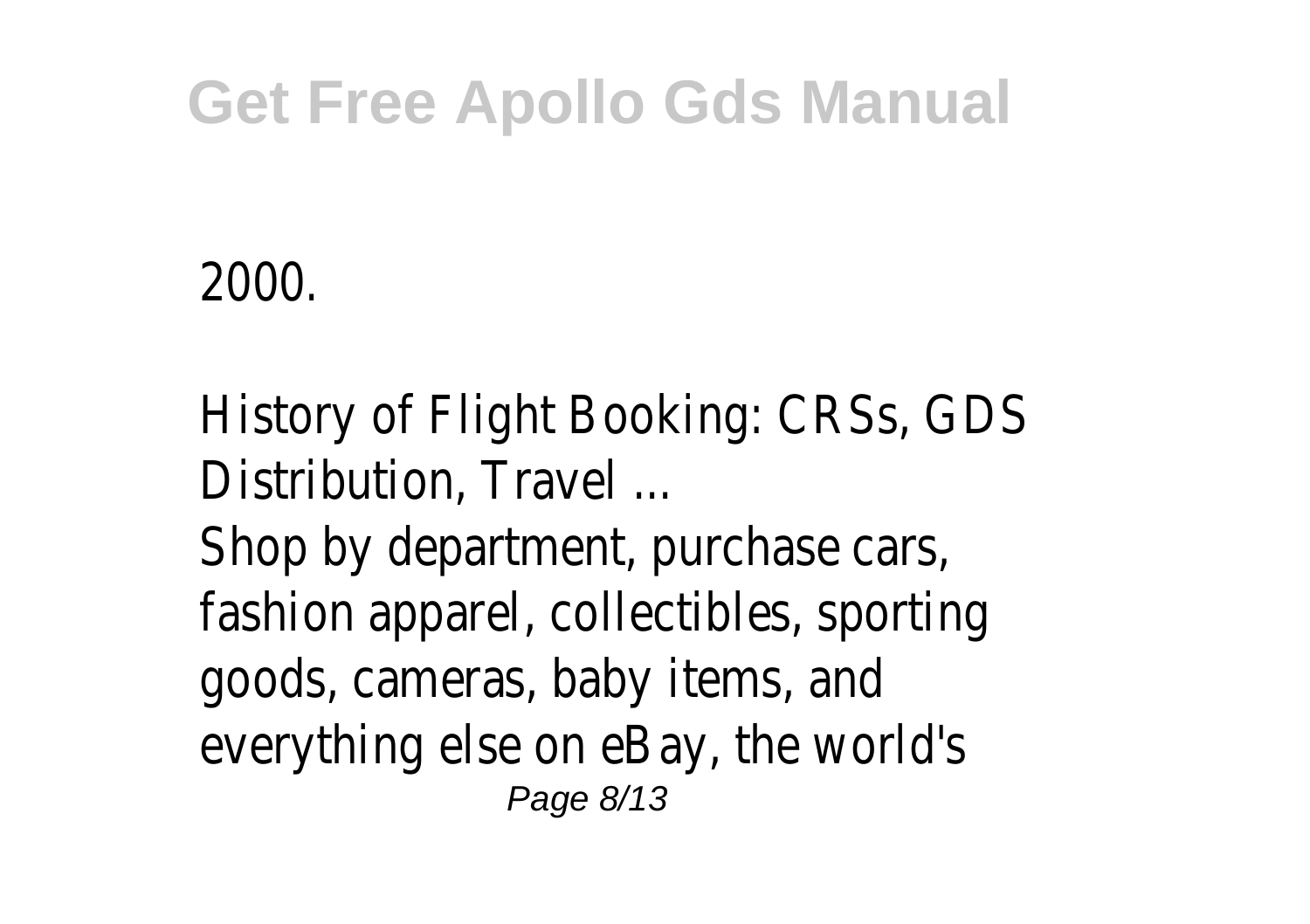2000.

History of Flight Booking: CRSs, GDS Distribution, Travel ...

Shop by department, purchase cars, fashion apparel, collectibles, sporting goods, cameras, baby items, and everything else on eBay, the world's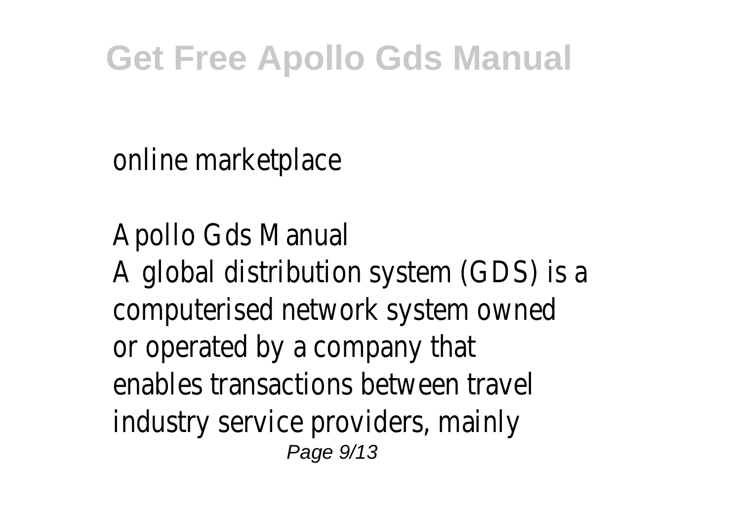online marketplace

Apollo Gds Manual
A global distribution system (GDS) is a computerised network system owned or operated by a company that enables transactions between travel industry service providers, mainly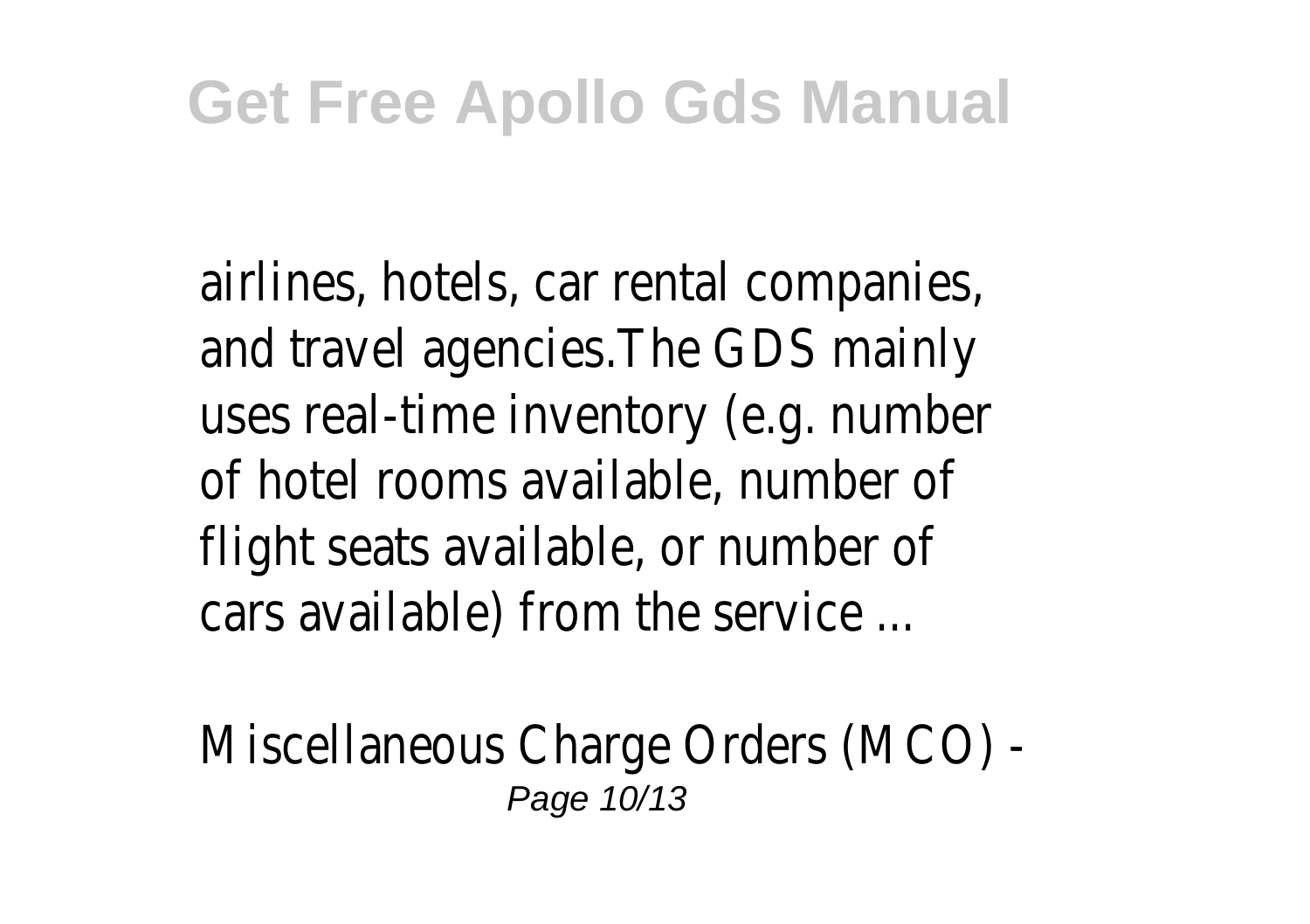airlines, hotels, car rental companies, and travel agencies.The GDS mainly uses real-time inventory (e.g. number of hotel rooms available, number of flight seats available, or number of cars available) from the service ...

Miscellaneous Charge Orders (MCO) -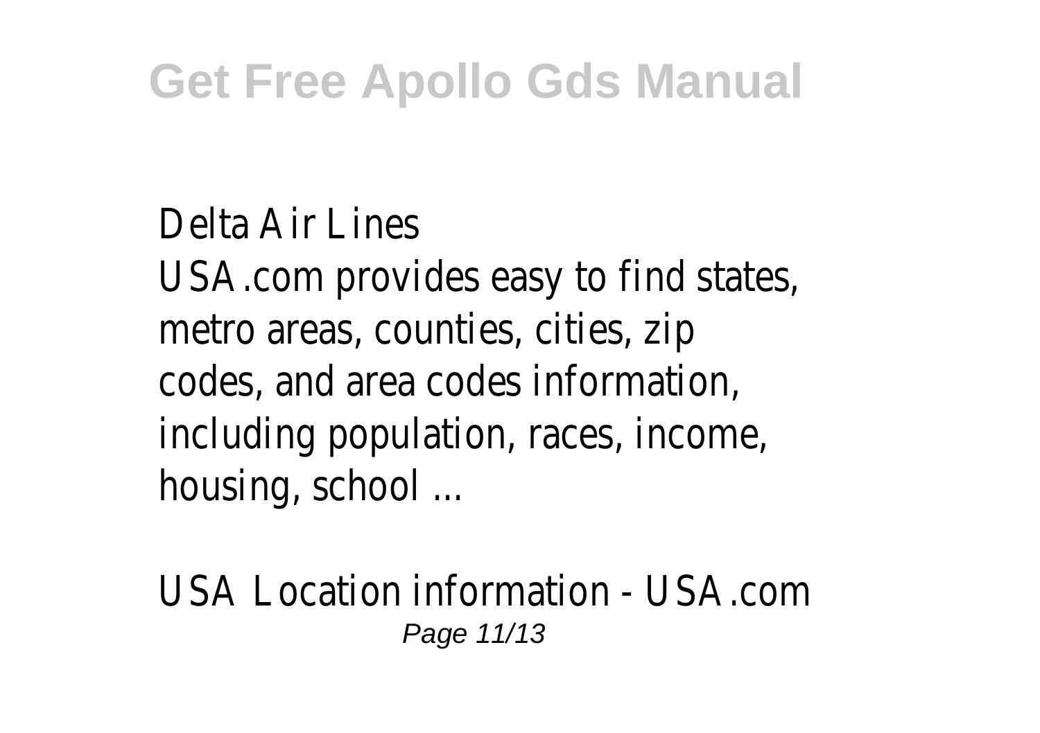Delta Air Lines

USA.com provides easy to find states, metro areas, counties, cities, zip codes, and area codes information, including population, races, income, housing, school ...

USA Location information - USA.com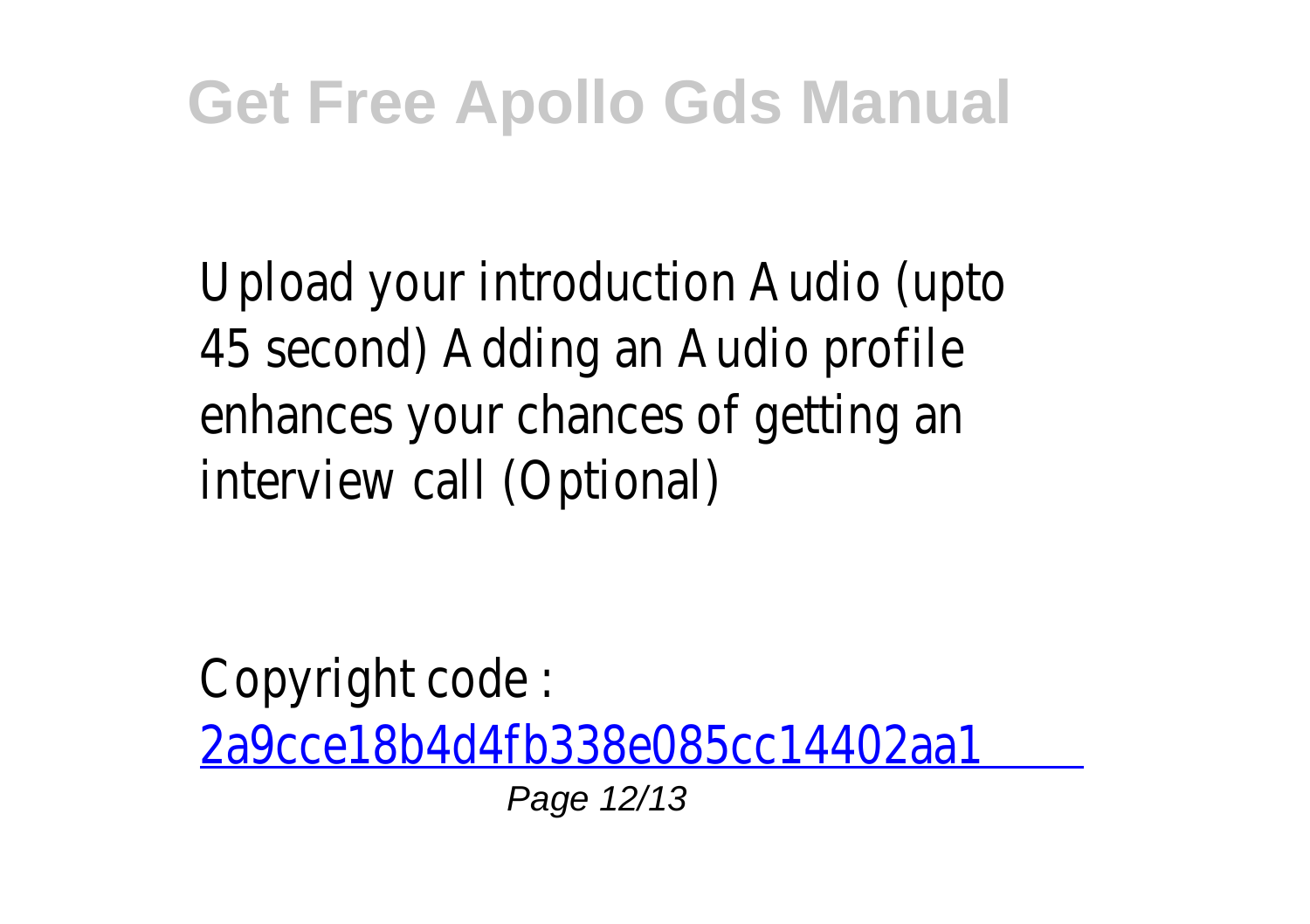Upload your introduction Audio (upto 45 second) Adding an Audio profile enhances your chances of getting an interview call (Optional)

Copyright code : 2a9cce18b4d4fb338e085cc14402aa1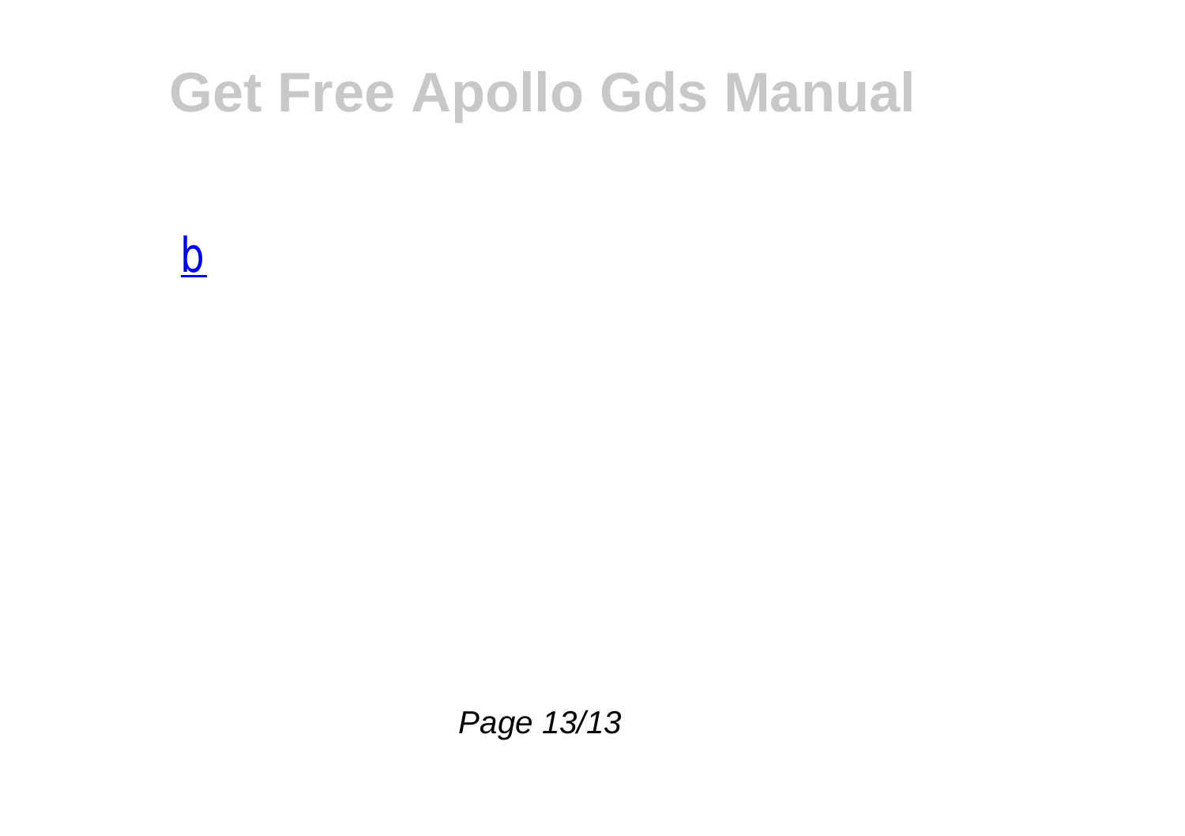b